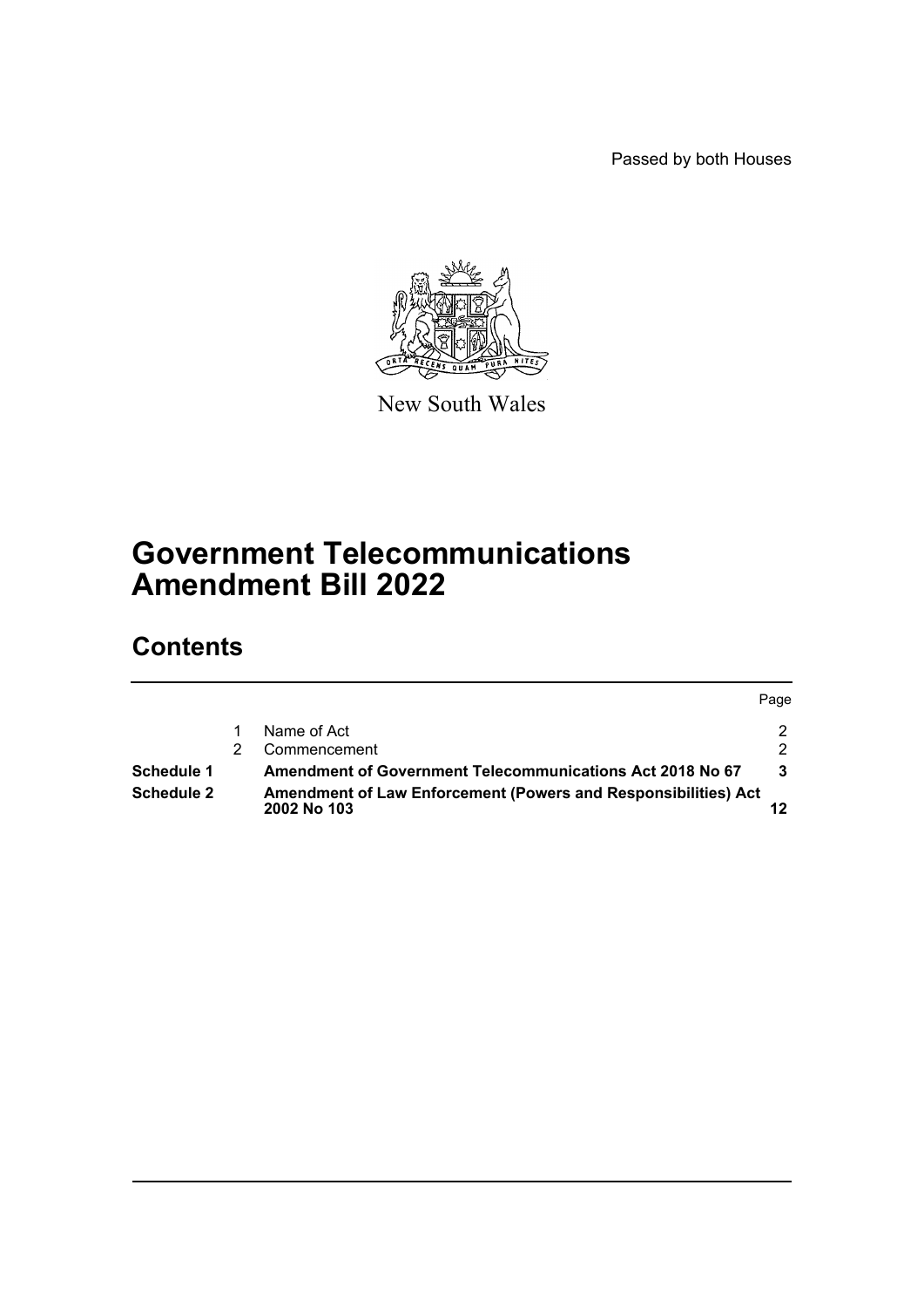Passed by both Houses

New South Wales

# Government Telecommunications Amendment Bill 2022

## Contents

| | | | Page |
|---|---|---|---|
| | 1 | Name of Act | 2 |
| | 2 | Commencement | 2 |
| **Schedule 1** | | **Amendment of Government Telecommunications Act 2018 No 67** | **3** |
| **Schedule 2** | | **Amendment of Law Enforcement (Powers and Responsibilities) Act 2002 No 103** | **12** |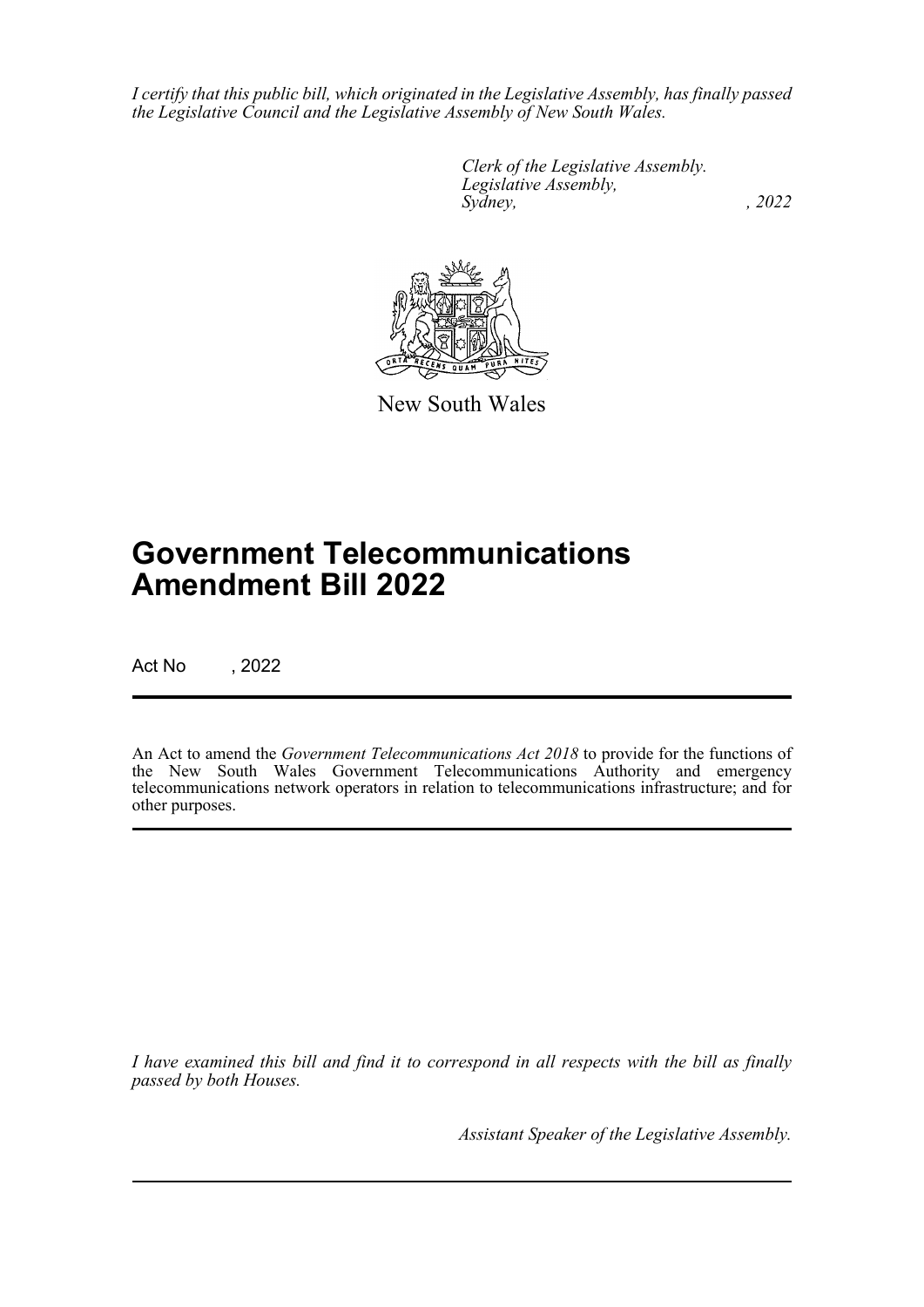*I certify that this public bill, which originated in the Legislative Assembly, has finally passed the Legislative Council and the Legislative Assembly of New South Wales.*

*Clerk of the Legislative Assembly.*
*Legislative Assembly,*
*Sydney, , 2022*

New South Wales

# Government Telecommunications Amendment Bill 2022

Act No , 2022

An Act to amend the *Government Telecommunications Act 2018* to provide for the functions of the New South Wales Government Telecommunications Authority and emergency telecommunications network operators in relation to telecommunications infrastructure; and for other purposes.

*I have examined this bill and find it to correspond in all respects with the bill as finally passed by both Houses.*

*Assistant Speaker of the Legislative Assembly.*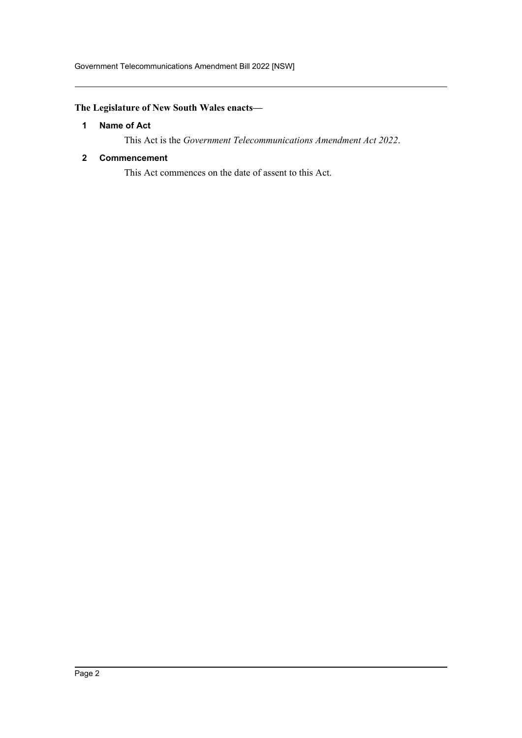**The Legislature of New South Wales enacts—**

### 1 Name of Act

This Act is the *Government Telecommunications Amendment Act 2022*.

### 2 Commencement

This Act commences on the date of assent to this Act.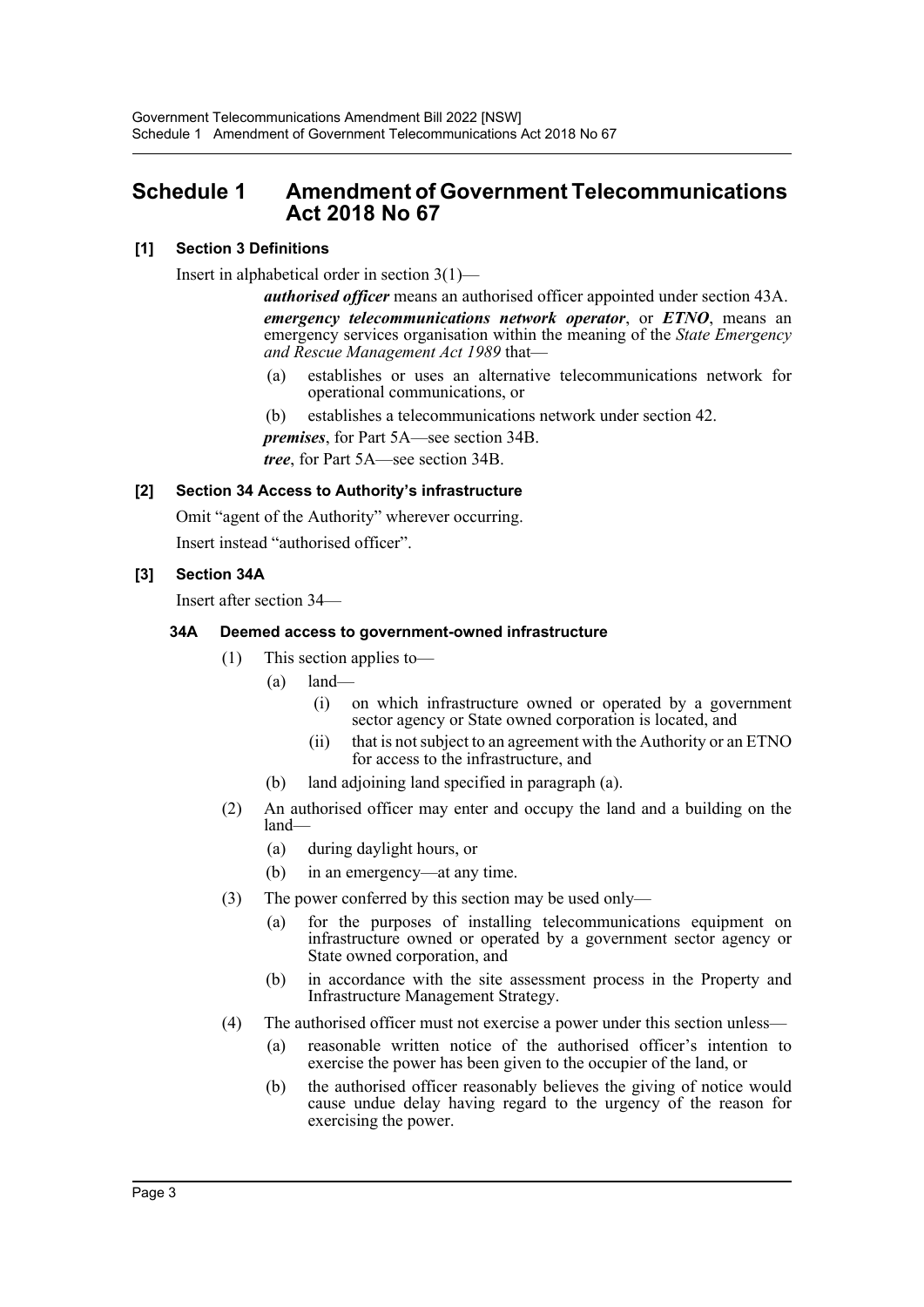# Schedule 1 Amendment of Government Telecommunications Act 2018 No 67

**[1] Section 3 Definitions**

Insert in alphabetical order in section 3(1)—

> ***authorised officer*** means an authorised officer appointed under section 43A.
>
> ***emergency telecommunications network operator***, or ***ETNO***, means an emergency services organisation within the meaning of the *State Emergency and Rescue Management Act 1989* that—
>
> (a) establishes or uses an alternative telecommunications network for operational communications, or
>
> (b) establishes a telecommunications network under section 42.
>
> ***premises***, for Part 5A—see section 34B.
>
> ***tree***, for Part 5A—see section 34B.

**[2] Section 34 Access to Authority's infrastructure**

Omit "agent of the Authority" wherever occurring.

Insert instead "authorised officer".

**[3] Section 34A**

Insert after section 34—

**34A Deemed access to government-owned infrastructure**

(1) This section applies to—

- (a) land—
  - (i) on which infrastructure owned or operated by a government sector agency or State owned corporation is located, and
  - (ii) that is not subject to an agreement with the Authority or an ETNO for access to the infrastructure, and
- (b) land adjoining land specified in paragraph (a).

(2) An authorised officer may enter and occupy the land and a building on the land—

- (a) during daylight hours, or
- (b) in an emergency—at any time.

(3) The power conferred by this section may be used only—

- (a) for the purposes of installing telecommunications equipment on infrastructure owned or operated by a government sector agency or State owned corporation, and
- (b) in accordance with the site assessment process in the Property and Infrastructure Management Strategy.

(4) The authorised officer must not exercise a power under this section unless—

- (a) reasonable written notice of the authorised officer's intention to exercise the power has been given to the occupier of the land, or
- (b) the authorised officer reasonably believes the giving of notice would cause undue delay having regard to the urgency of the reason for exercising the power.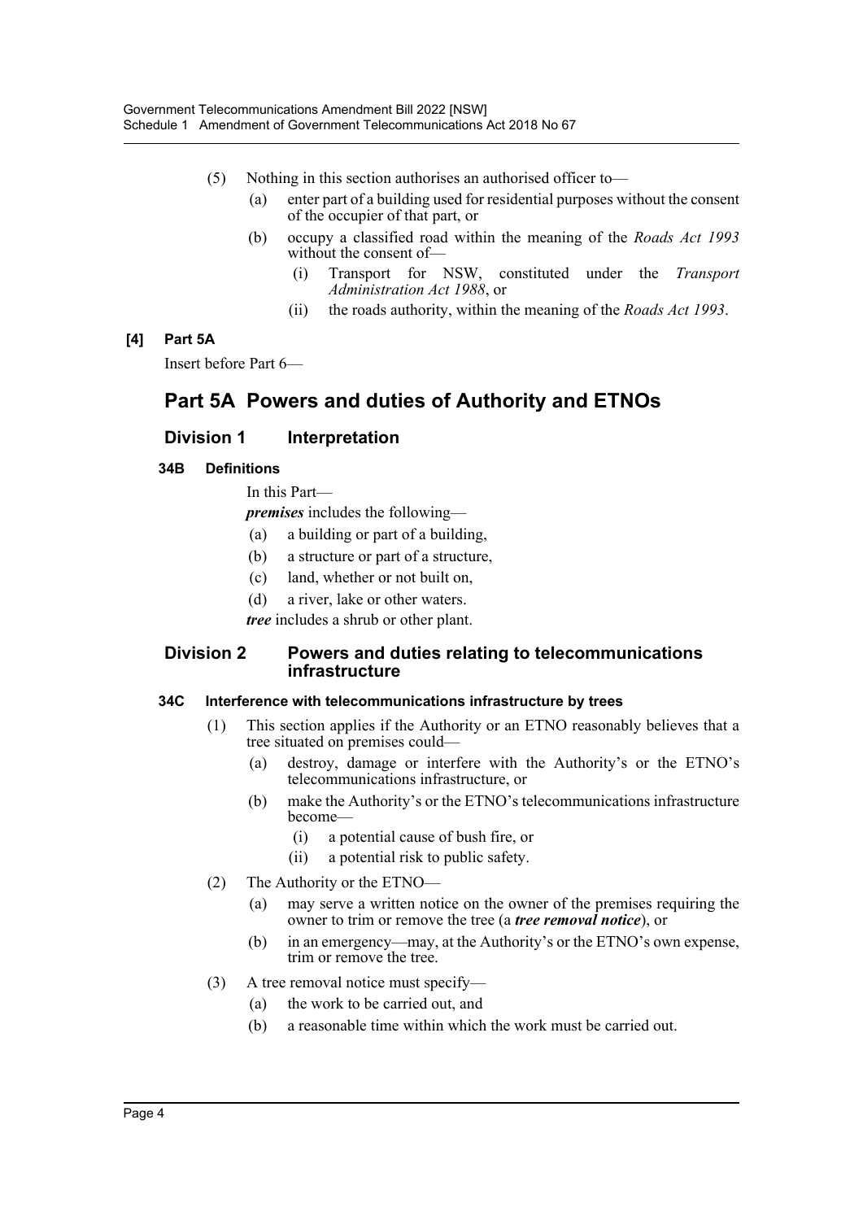(5) Nothing in this section authorises an authorised officer to—

   (a) enter part of a building used for residential purposes without the consent of the occupier of that part, or

   (b) occupy a classified road within the meaning of the *Roads Act 1993* without the consent of—

      (i) Transport for NSW, constituted under the *Transport Administration Act 1988*, or

      (ii) the roads authority, within the meaning of the *Roads Act 1993*.

**[4] Part 5A**

Insert before Part 6—

# Part 5A Powers and duties of Authority and ETNOs

## Division 1 Interpretation

### 34B Definitions

In this Part—

***premises*** includes the following—

(a) a building or part of a building,

(b) a structure or part of a structure,

(c) land, whether or not built on,

(d) a river, lake or other waters.

***tree*** includes a shrub or other plant.

## Division 2 Powers and duties relating to telecommunications infrastructure

### 34C Interference with telecommunications infrastructure by trees

(1) This section applies if the Authority or an ETNO reasonably believes that a tree situated on premises could—

   (a) destroy, damage or interfere with the Authority's or the ETNO's telecommunications infrastructure, or

   (b) make the Authority's or the ETNO's telecommunications infrastructure become—

      (i) a potential cause of bush fire, or

      (ii) a potential risk to public safety.

(2) The Authority or the ETNO—

   (a) may serve a written notice on the owner of the premises requiring the owner to trim or remove the tree (a ***tree removal notice***), or

   (b) in an emergency—may, at the Authority's or the ETNO's own expense, trim or remove the tree.

(3) A tree removal notice must specify—

   (a) the work to be carried out, and

   (b) a reasonable time within which the work must be carried out.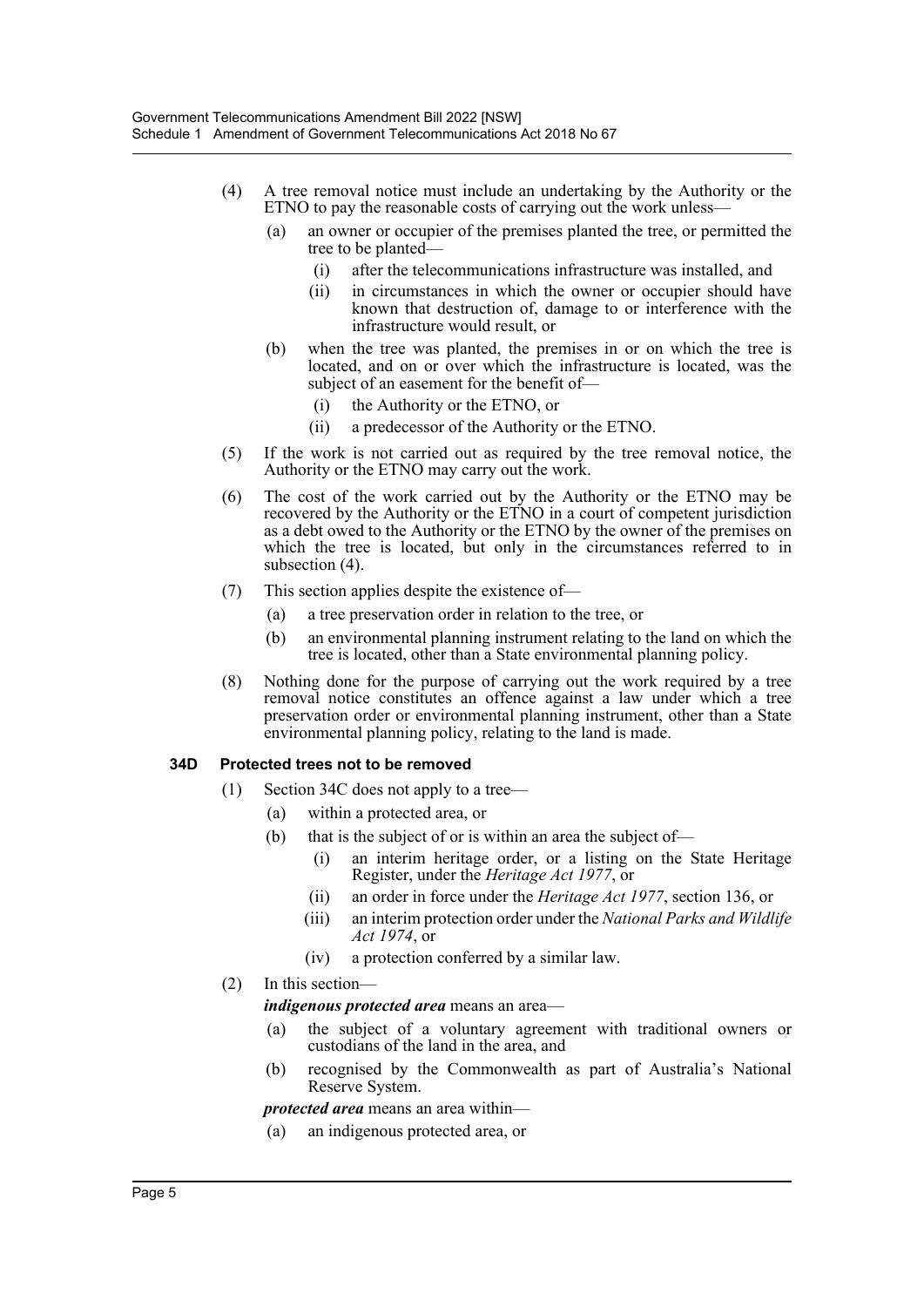(4) A tree removal notice must include an undertaking by the Authority or the ETNO to pay the reasonable costs of carrying out the work unless—

   (a) an owner or occupier of the premises planted the tree, or permitted the tree to be planted—

      (i) after the telecommunications infrastructure was installed, and

      (ii) in circumstances in which the owner or occupier should have known that destruction of, damage to or interference with the infrastructure would result, or

   (b) when the tree was planted, the premises in or on which the tree is located, and on or over which the infrastructure is located, was the subject of an easement for the benefit of—

      (i) the Authority or the ETNO, or

      (ii) a predecessor of the Authority or the ETNO.

(5) If the work is not carried out as required by the tree removal notice, the Authority or the ETNO may carry out the work.

(6) The cost of the work carried out by the Authority or the ETNO may be recovered by the Authority or the ETNO in a court of competent jurisdiction as a debt owed to the Authority or the ETNO by the owner of the premises on which the tree is located, but only in the circumstances referred to in subsection (4).

(7) This section applies despite the existence of—

   (a) a tree preservation order in relation to the tree, or

   (b) an environmental planning instrument relating to the land on which the tree is located, other than a State environmental planning policy.

(8) Nothing done for the purpose of carrying out the work required by a tree removal notice constitutes an offence against a law under which a tree preservation order or environmental planning instrument, other than a State environmental planning policy, relating to the land is made.

### 34D Protected trees not to be removed

(1) Section 34C does not apply to a tree—

   (a) within a protected area, or

   (b) that is the subject of or is within an area the subject of—

      (i) an interim heritage order, or a listing on the State Heritage Register, under the *Heritage Act 1977*, or

      (ii) an order in force under the *Heritage Act 1977*, section 136, or

      (iii) an interim protection order under the *National Parks and Wildlife Act 1974*, or

      (iv) a protection conferred by a similar law.

(2) In this section—

   ***indigenous protected area*** means an area—

   (a) the subject of a voluntary agreement with traditional owners or custodians of the land in the area, and

   (b) recognised by the Commonwealth as part of Australia's National Reserve System.

   ***protected area*** means an area within—

   (a) an indigenous protected area, or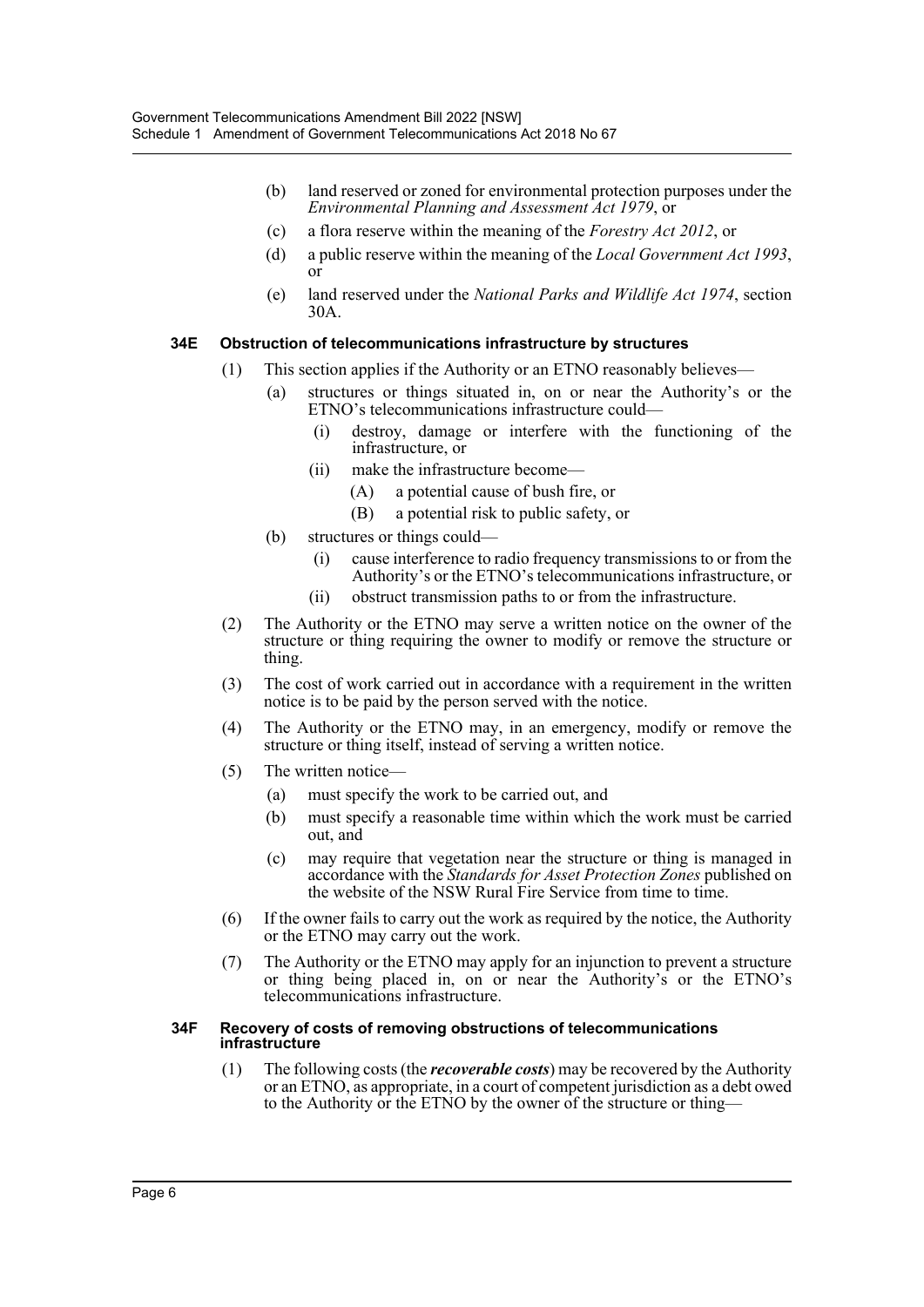(b) land reserved or zoned for environmental protection purposes under the *Environmental Planning and Assessment Act 1979*, or

(c) a flora reserve within the meaning of the *Forestry Act 2012*, or

(d) a public reserve within the meaning of the *Local Government Act 1993*, or

(e) land reserved under the *National Parks and Wildlife Act 1974*, section 30A.

### 34E Obstruction of telecommunications infrastructure by structures

(1) This section applies if the Authority or an ETNO reasonably believes—

(a) structures or things situated in, on or near the Authority's or the ETNO's telecommunications infrastructure could—

(i) destroy, damage or interfere with the functioning of the infrastructure, or

(ii) make the infrastructure become—

(A) a potential cause of bush fire, or

(B) a potential risk to public safety, or

(b) structures or things could—

(i) cause interference to radio frequency transmissions to or from the Authority's or the ETNO's telecommunications infrastructure, or

(ii) obstruct transmission paths to or from the infrastructure.

(2) The Authority or the ETNO may serve a written notice on the owner of the structure or thing requiring the owner to modify or remove the structure or thing.

(3) The cost of work carried out in accordance with a requirement in the written notice is to be paid by the person served with the notice.

(4) The Authority or the ETNO may, in an emergency, modify or remove the structure or thing itself, instead of serving a written notice.

(5) The written notice—

(a) must specify the work to be carried out, and

(b) must specify a reasonable time within which the work must be carried out, and

(c) may require that vegetation near the structure or thing is managed in accordance with the *Standards for Asset Protection Zones* published on the website of the NSW Rural Fire Service from time to time.

(6) If the owner fails to carry out the work as required by the notice, the Authority or the ETNO may carry out the work.

(7) The Authority or the ETNO may apply for an injunction to prevent a structure or thing being placed in, on or near the Authority's or the ETNO's telecommunications infrastructure.

### 34F Recovery of costs of removing obstructions of telecommunications infrastructure

(1) The following costs (the ***recoverable costs***) may be recovered by the Authority or an ETNO, as appropriate, in a court of competent jurisdiction as a debt owed to the Authority or the ETNO by the owner of the structure or thing—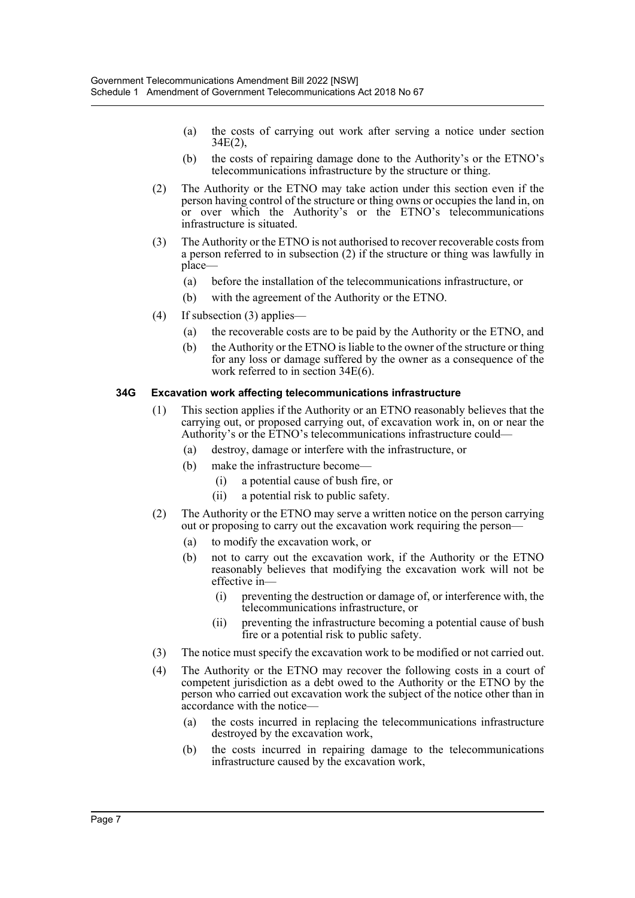(a) the costs of carrying out work after serving a notice under section 34E(2),

(b) the costs of repairing damage done to the Authority's or the ETNO's telecommunications infrastructure by the structure or thing.

(2) The Authority or the ETNO may take action under this section even if the person having control of the structure or thing owns or occupies the land in, on or over which the Authority's or the ETNO's telecommunications infrastructure is situated.

(3) The Authority or the ETNO is not authorised to recover recoverable costs from a person referred to in subsection (2) if the structure or thing was lawfully in place—

(a) before the installation of the telecommunications infrastructure, or

(b) with the agreement of the Authority or the ETNO.

(4) If subsection (3) applies—

(a) the recoverable costs are to be paid by the Authority or the ETNO, and

(b) the Authority or the ETNO is liable to the owner of the structure or thing for any loss or damage suffered by the owner as a consequence of the work referred to in section 34E(6).

#### 34G Excavation work affecting telecommunications infrastructure

(1) This section applies if the Authority or an ETNO reasonably believes that the carrying out, or proposed carrying out, of excavation work in, on or near the Authority's or the ETNO's telecommunications infrastructure could—

(a) destroy, damage or interfere with the infrastructure, or

(b) make the infrastructure become—

(i) a potential cause of bush fire, or

(ii) a potential risk to public safety.

(2) The Authority or the ETNO may serve a written notice on the person carrying out or proposing to carry out the excavation work requiring the person—

(a) to modify the excavation work, or

(b) not to carry out the excavation work, if the Authority or the ETNO reasonably believes that modifying the excavation work will not be effective in—

(i) preventing the destruction or damage of, or interference with, the telecommunications infrastructure, or

(ii) preventing the infrastructure becoming a potential cause of bush fire or a potential risk to public safety.

(3) The notice must specify the excavation work to be modified or not carried out.

(4) The Authority or the ETNO may recover the following costs in a court of competent jurisdiction as a debt owed to the Authority or the ETNO by the person who carried out excavation work the subject of the notice other than in accordance with the notice—

(a) the costs incurred in replacing the telecommunications infrastructure destroyed by the excavation work,

(b) the costs incurred in repairing damage to the telecommunications infrastructure caused by the excavation work,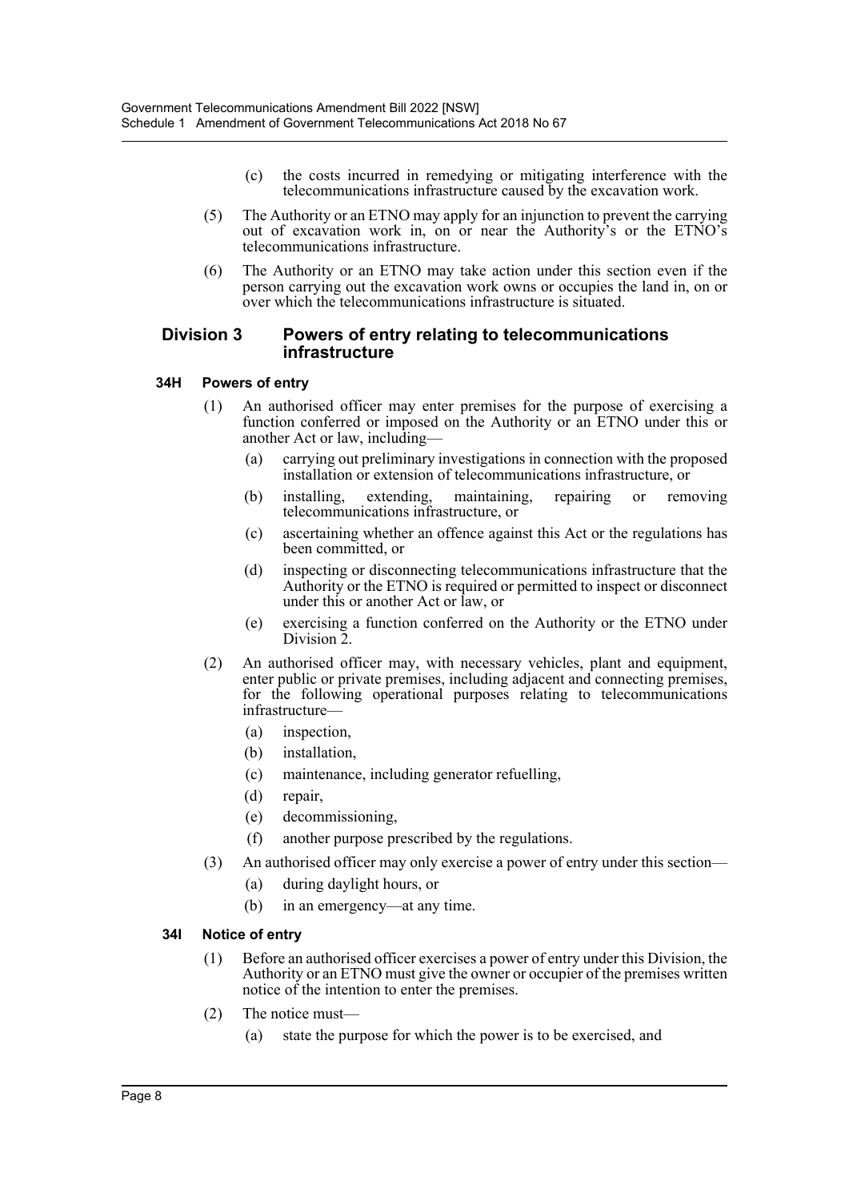(c) the costs incurred in remedying or mitigating interference with the telecommunications infrastructure caused by the excavation work.

(5) The Authority or an ETNO may apply for an injunction to prevent the carrying out of excavation work in, on or near the Authority's or the ETNO's telecommunications infrastructure.

(6) The Authority or an ETNO may take action under this section even if the person carrying out the excavation work owns or occupies the land in, on or over which the telecommunications infrastructure is situated.

## Division 3 Powers of entry relating to telecommunications infrastructure

### 34H Powers of entry

(1) An authorised officer may enter premises for the purpose of exercising a function conferred or imposed on the Authority or an ETNO under this or another Act or law, including—

(a) carrying out preliminary investigations in connection with the proposed installation or extension of telecommunications infrastructure, or

(b) installing, extending, maintaining, repairing or removing telecommunications infrastructure, or

(c) ascertaining whether an offence against this Act or the regulations has been committed, or

(d) inspecting or disconnecting telecommunications infrastructure that the Authority or the ETNO is required or permitted to inspect or disconnect under this or another Act or law, or

(e) exercising a function conferred on the Authority or the ETNO under Division 2.

(2) An authorised officer may, with necessary vehicles, plant and equipment, enter public or private premises, including adjacent and connecting premises, for the following operational purposes relating to telecommunications infrastructure—

(a) inspection,

(b) installation,

(c) maintenance, including generator refuelling,

(d) repair,

(e) decommissioning,

(f) another purpose prescribed by the regulations.

(3) An authorised officer may only exercise a power of entry under this section—

(a) during daylight hours, or

(b) in an emergency—at any time.

### 34I Notice of entry

(1) Before an authorised officer exercises a power of entry under this Division, the Authority or an ETNO must give the owner or occupier of the premises written notice of the intention to enter the premises.

(2) The notice must—

(a) state the purpose for which the power is to be exercised, and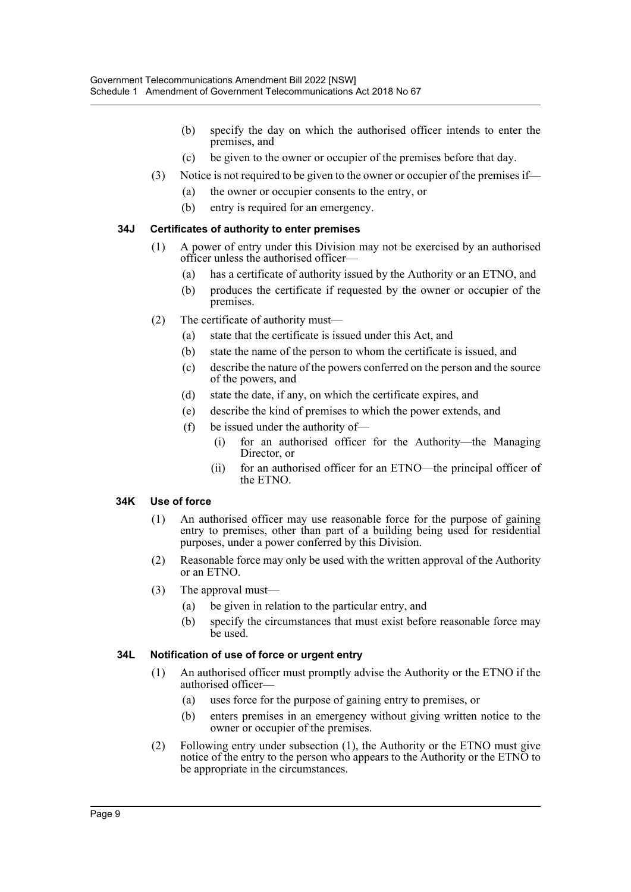- (b) specify the day on which the authorised officer intends to enter the premises, and
- (c) be given to the owner or occupier of the premises before that day.

(3) Notice is not required to be given to the owner or occupier of the premises if—

- (a) the owner or occupier consents to the entry, or
- (b) entry is required for an emergency.

### 34J Certificates of authority to enter premises

(1) A power of entry under this Division may not be exercised by an authorised officer unless the authorised officer—

- (a) has a certificate of authority issued by the Authority or an ETNO, and
- (b) produces the certificate if requested by the owner or occupier of the premises.

(2) The certificate of authority must—

- (a) state that the certificate is issued under this Act, and
- (b) state the name of the person to whom the certificate is issued, and
- (c) describe the nature of the powers conferred on the person and the source of the powers, and
- (d) state the date, if any, on which the certificate expires, and
- (e) describe the kind of premises to which the power extends, and
- (f) be issued under the authority of—
  - (i) for an authorised officer for the Authority—the Managing Director, or
  - (ii) for an authorised officer for an ETNO—the principal officer of the ETNO.

### 34K Use of force

(1) An authorised officer may use reasonable force for the purpose of gaining entry to premises, other than part of a building being used for residential purposes, under a power conferred by this Division.

(2) Reasonable force may only be used with the written approval of the Authority or an ETNO.

(3) The approval must—

- (a) be given in relation to the particular entry, and
- (b) specify the circumstances that must exist before reasonable force may be used.

### 34L Notification of use of force or urgent entry

(1) An authorised officer must promptly advise the Authority or the ETNO if the authorised officer—

- (a) uses force for the purpose of gaining entry to premises, or
- (b) enters premises in an emergency without giving written notice to the owner or occupier of the premises.

(2) Following entry under subsection (1), the Authority or the ETNO must give notice of the entry to the person who appears to the Authority or the ETNO to be appropriate in the circumstances.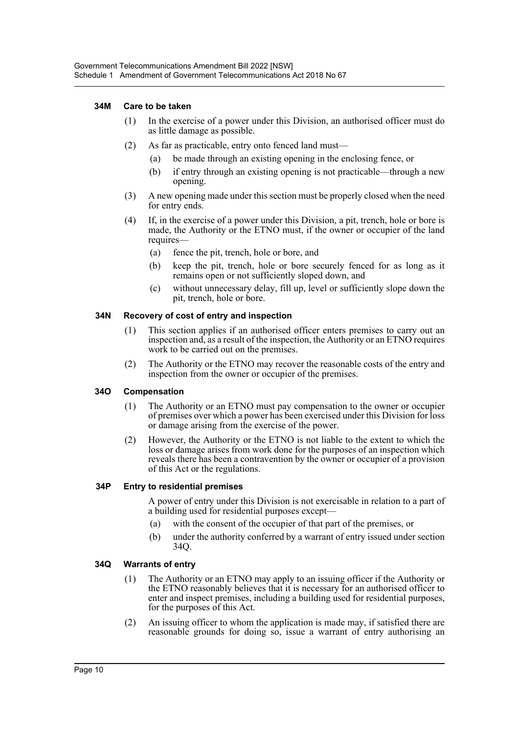#### 34M Care to be taken

(1) In the exercise of a power under this Division, an authorised officer must do as little damage as possible.

(2) As far as practicable, entry onto fenced land must—

(a) be made through an existing opening in the enclosing fence, or

(b) if entry through an existing opening is not practicable—through a new opening.

(3) A new opening made under this section must be properly closed when the need for entry ends.

(4) If, in the exercise of a power under this Division, a pit, trench, hole or bore is made, the Authority or the ETNO must, if the owner or occupier of the land requires—

(a) fence the pit, trench, hole or bore, and

(b) keep the pit, trench, hole or bore securely fenced for as long as it remains open or not sufficiently sloped down, and

(c) without unnecessary delay, fill up, level or sufficiently slope down the pit, trench, hole or bore.

#### 34N Recovery of cost of entry and inspection

(1) This section applies if an authorised officer enters premises to carry out an inspection and, as a result of the inspection, the Authority or an ETNO requires work to be carried out on the premises.

(2) The Authority or the ETNO may recover the reasonable costs of the entry and inspection from the owner or occupier of the premises.

#### 34O Compensation

(1) The Authority or an ETNO must pay compensation to the owner or occupier of premises over which a power has been exercised under this Division for loss or damage arising from the exercise of the power.

(2) However, the Authority or the ETNO is not liable to the extent to which the loss or damage arises from work done for the purposes of an inspection which reveals there has been a contravention by the owner or occupier of a provision of this Act or the regulations.

#### 34P Entry to residential premises

A power of entry under this Division is not exercisable in relation to a part of a building used for residential purposes except—

(a) with the consent of the occupier of that part of the premises, or

(b) under the authority conferred by a warrant of entry issued under section 34Q.

#### 34Q Warrants of entry

(1) The Authority or an ETNO may apply to an issuing officer if the Authority or the ETNO reasonably believes that it is necessary for an authorised officer to enter and inspect premises, including a building used for residential purposes, for the purposes of this Act.

(2) An issuing officer to whom the application is made may, if satisfied there are reasonable grounds for doing so, issue a warrant of entry authorising an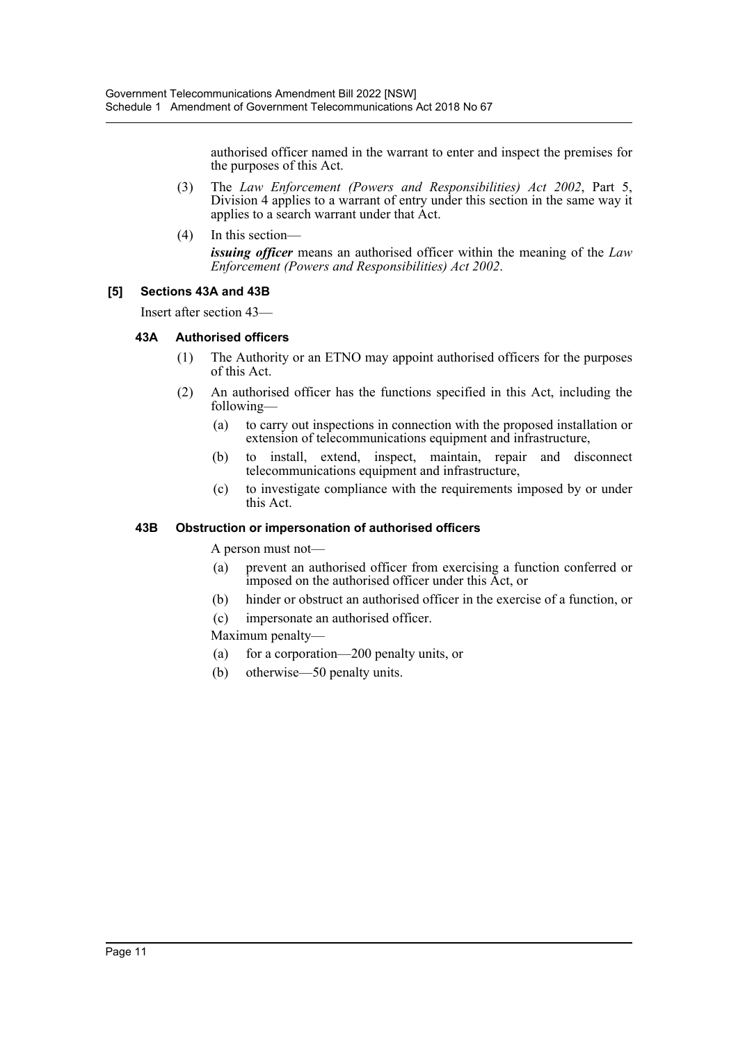authorised officer named in the warrant to enter and inspect the premises for the purposes of this Act.

(3) The *Law Enforcement (Powers and Responsibilities) Act 2002*, Part 5, Division 4 applies to a warrant of entry under this section in the same way it applies to a search warrant under that Act.

(4) In this section—

***issuing officer*** means an authorised officer within the meaning of the *Law Enforcement (Powers and Responsibilities) Act 2002*.

### [5] Sections 43A and 43B

Insert after section 43—

#### 43A Authorised officers

(1) The Authority or an ETNO may appoint authorised officers for the purposes of this Act.

(2) An authorised officer has the functions specified in this Act, including the following—

- (a) to carry out inspections in connection with the proposed installation or extension of telecommunications equipment and infrastructure,
- (b) to install, extend, inspect, maintain, repair and disconnect telecommunications equipment and infrastructure,
- (c) to investigate compliance with the requirements imposed by or under this Act.

#### 43B Obstruction or impersonation of authorised officers

A person must not—

- (a) prevent an authorised officer from exercising a function conferred or imposed on the authorised officer under this Act, or
- (b) hinder or obstruct an authorised officer in the exercise of a function, or
- (c) impersonate an authorised officer.

Maximum penalty—

- (a) for a corporation—200 penalty units, or
- (b) otherwise—50 penalty units.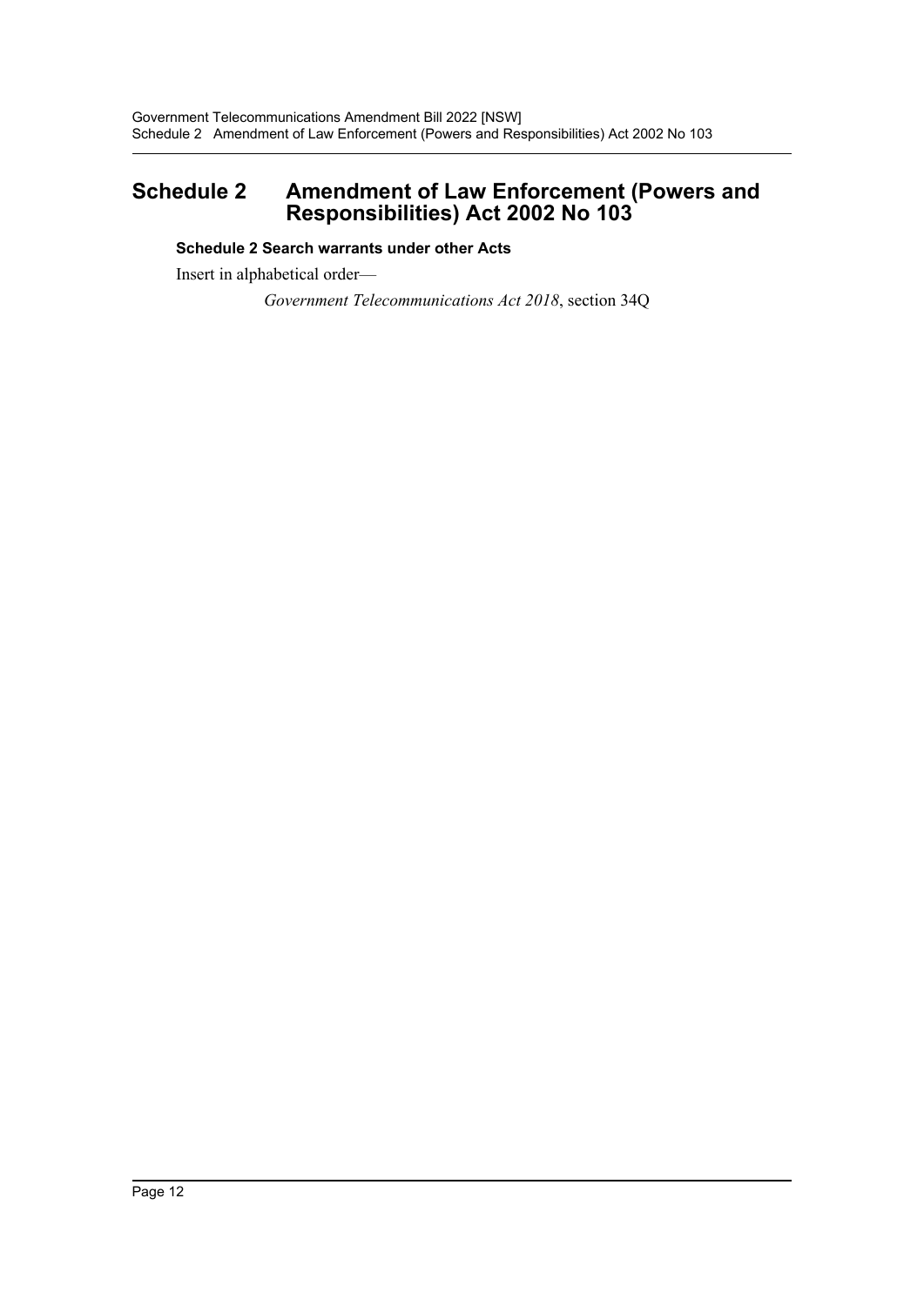# Schedule 2 Amendment of Law Enforcement (Powers and Responsibilities) Act 2002 No 103

**Schedule 2 Search warrants under other Acts**

Insert in alphabetical order—

*Government Telecommunications Act 2018*, section 34Q